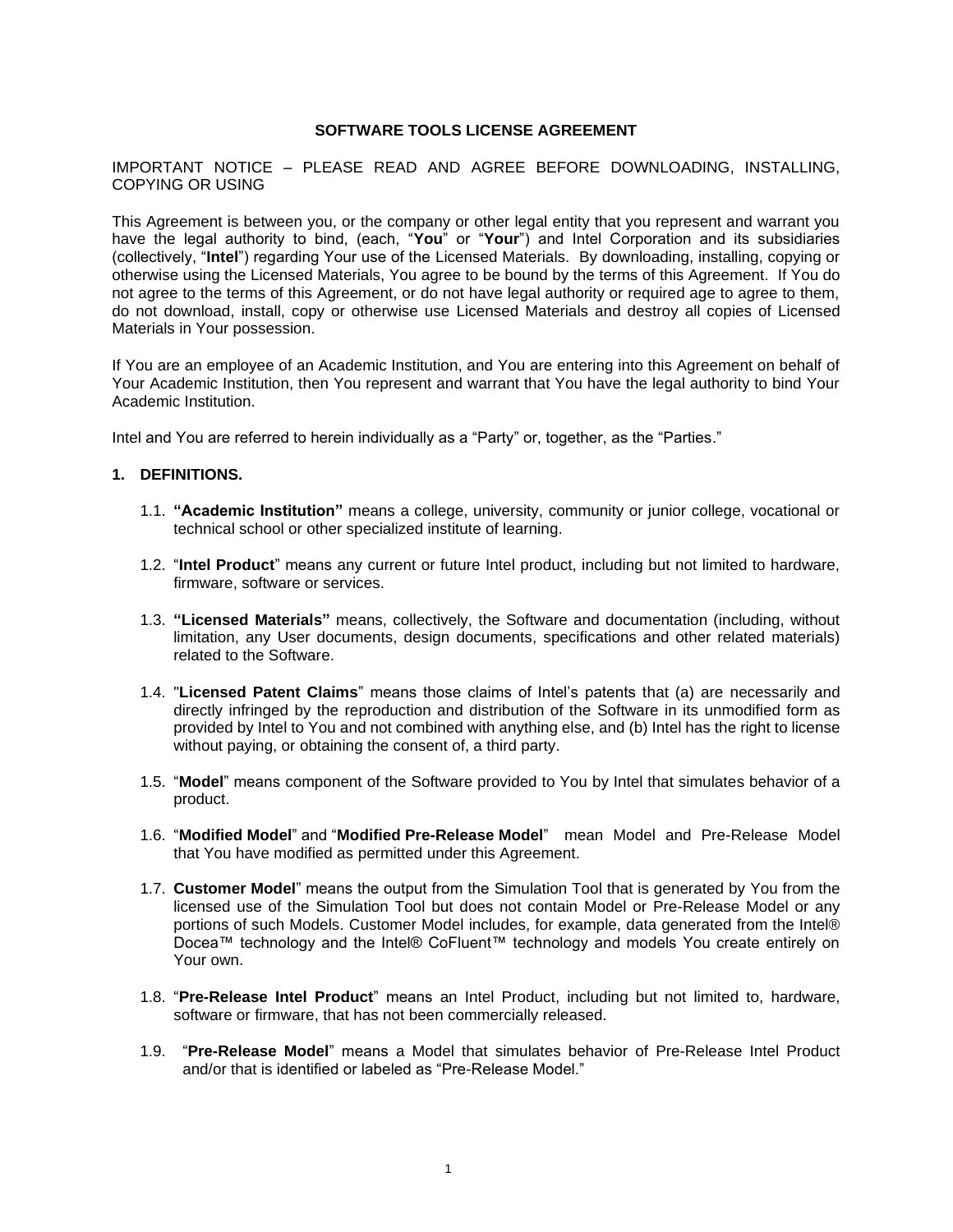# SOFTWARE TOOLS LICENSE AGREEMENT

IMPORTANT NOTICE – PLEASE READ AND AGREE BEFORE DOWNLOADING, INSTALLING, COPYING OR USING

This Agreement is between you, or the company or other legal entity that you represent and warrant you have the legal authority to bind, (each, "**You**" or "**Your**") and Intel Corporation and its subsidiaries (collectively, "**Intel**") regarding Your use of the Licensed Materials. By downloading, installing, copying or otherwise using the Licensed Materials, You agree to be bound by the terms of this Agreement. If You do not agree to the terms of this Agreement, or do not have legal authority or required age to agree to them, do not download, install, copy or otherwise use Licensed Materials and destroy all copies of Licensed Materials in Your possession.

If You are an employee of an Academic Institution, and You are entering into this Agreement on behalf of Your Academic Institution, then You represent and warrant that You have the legal authority to bind Your Academic Institution.

Intel and You are referred to herein individually as a "Party" or, together, as the "Parties."

## 1. DEFINITIONS.

1.1. **"Academic Institution"** means a college, university, community or junior college, vocational or technical school or other specialized institute of learning.

1.2. "**Intel Product**" means any current or future Intel product, including but not limited to hardware, firmware, software or services.

1.3. **"Licensed Materials"** means, collectively, the Software and documentation (including, without limitation, any User documents, design documents, specifications and other related materials) related to the Software.

1.4. "**Licensed Patent Claims**" means those claims of Intel's patents that (a) are necessarily and directly infringed by the reproduction and distribution of the Software in its unmodified form as provided by Intel to You and not combined with anything else, and (b) Intel has the right to license without paying, or obtaining the consent of, a third party.

1.5. "**Model**" means component of the Software provided to You by Intel that simulates behavior of a product.

1.6. "**Modified Model**" and "**Modified Pre-Release Model**" mean Model and Pre-Release Model that You have modified as permitted under this Agreement.

1.7. **Customer Model**" means the output from the Simulation Tool that is generated by You from the licensed use of the Simulation Tool but does not contain Model or Pre-Release Model or any portions of such Models. Customer Model includes, for example, data generated from the Intel® Docea™ technology and the Intel® CoFluent™ technology and models You create entirely on Your own.

1.8. "**Pre-Release Intel Product**" means an Intel Product, including but not limited to, hardware, software or firmware, that has not been commercially released.

1.9. "**Pre-Release Model**" means a Model that simulates behavior of Pre-Release Intel Product and/or that is identified or labeled as "Pre-Release Model."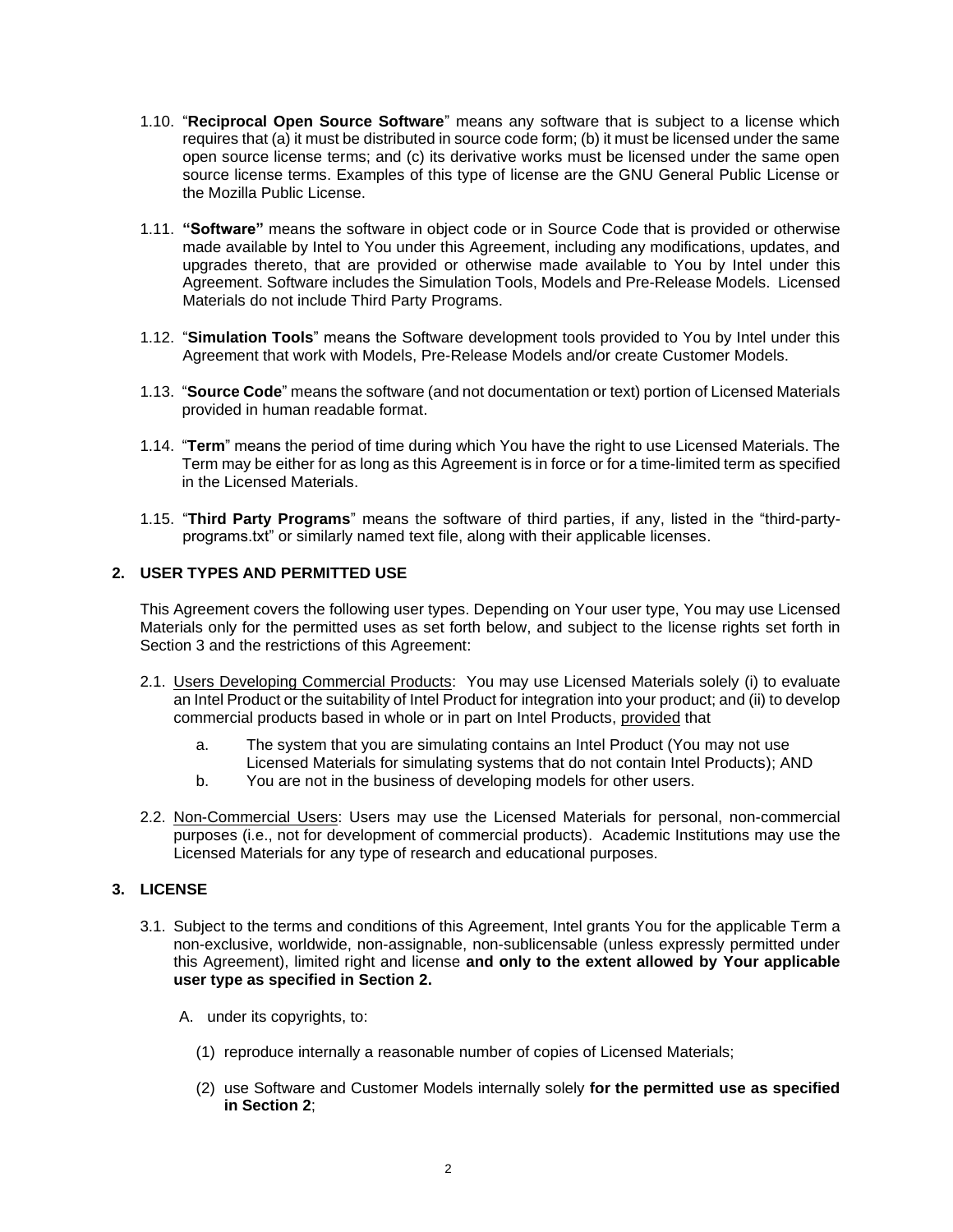1.10. "**Reciprocal Open Source Software**" means any software that is subject to a license which requires that (a) it must be distributed in source code form; (b) it must be licensed under the same open source license terms; and (c) its derivative works must be licensed under the same open source license terms. Examples of this type of license are the GNU General Public License or the Mozilla Public License.

1.11. **"Software"** means the software in object code or in Source Code that is provided or otherwise made available by Intel to You under this Agreement, including any modifications, updates, and upgrades thereto, that are provided or otherwise made available to You by Intel under this Agreement. Software includes the Simulation Tools, Models and Pre-Release Models. Licensed Materials do not include Third Party Programs.

1.12. "**Simulation Tools**" means the Software development tools provided to You by Intel under this Agreement that work with Models, Pre-Release Models and/or create Customer Models.

1.13. "**Source Code**" means the software (and not documentation or text) portion of Licensed Materials provided in human readable format.

1.14. "**Term**" means the period of time during which You have the right to use Licensed Materials. The Term may be either for as long as this Agreement is in force or for a time-limited term as specified in the Licensed Materials.

1.15. "**Third Party Programs**" means the software of third parties, if any, listed in the "third-party-programs.txt" or similarly named text file, along with their applicable licenses.

## 2. USER TYPES AND PERMITTED USE

This Agreement covers the following user types. Depending on Your user type, You may use Licensed Materials only for the permitted uses as set forth below, and subject to the license rights set forth in Section 3 and the restrictions of this Agreement:

2.1. Users Developing Commercial Products: You may use Licensed Materials solely (i) to evaluate an Intel Product or the suitability of Intel Product for integration into your product; and (ii) to develop commercial products based in whole or in part on Intel Products, provided that

   a. The system that you are simulating contains an Intel Product (You may not use Licensed Materials for simulating systems that do not contain Intel Products); AND
   b. You are not in the business of developing models for other users.

2.2. Non-Commercial Users: Users may use the Licensed Materials for personal, non-commercial purposes (i.e., not for development of commercial products). Academic Institutions may use the Licensed Materials for any type of research and educational purposes.

## 3. LICENSE

3.1. Subject to the terms and conditions of this Agreement, Intel grants You for the applicable Term a non-exclusive, worldwide, non-assignable, non-sublicensable (unless expressly permitted under this Agreement), limited right and license **and only to the extent allowed by Your applicable user type as specified in Section 2.**

   A. under its copyrights, to:

      (1) reproduce internally a reasonable number of copies of Licensed Materials;

      (2) use Software and Customer Models internally solely **for the permitted use as specified in Section 2**;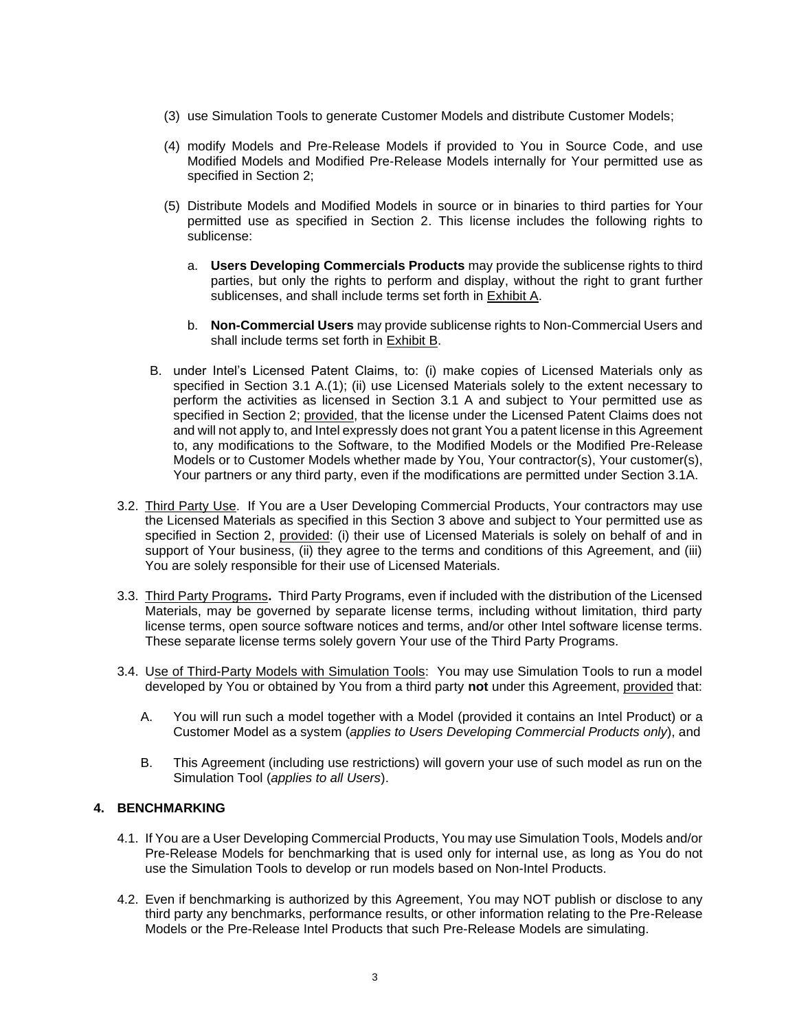(3) use Simulation Tools to generate Customer Models and distribute Customer Models;

(4) modify Models and Pre-Release Models if provided to You in Source Code, and use Modified Models and Modified Pre-Release Models internally for Your permitted use as specified in Section 2;

(5) Distribute Models and Modified Models in source or in binaries to third parties for Your permitted use as specified in Section 2. This license includes the following rights to sublicense:

   a. **Users Developing Commercials Products** may provide the sublicense rights to third parties, but only the rights to perform and display, without the right to grant further sublicenses, and shall include terms set forth in Exhibit A.

   b. **Non-Commercial Users** may provide sublicense rights to Non-Commercial Users and shall include terms set forth in Exhibit B.

B. under Intel's Licensed Patent Claims, to: (i) make copies of Licensed Materials only as specified in Section 3.1 A.(1); (ii) use Licensed Materials solely to the extent necessary to perform the activities as licensed in Section 3.1 A and subject to Your permitted use as specified in Section 2; provided, that the license under the Licensed Patent Claims does not and will not apply to, and Intel expressly does not grant You a patent license in this Agreement to, any modifications to the Software, to the Modified Models or the Modified Pre-Release Models or to Customer Models whether made by You, Your contractor(s), Your customer(s), Your partners or any third party, even if the modifications are permitted under Section 3.1A.

3.2. Third Party Use. If You are a User Developing Commercial Products, Your contractors may use the Licensed Materials as specified in this Section 3 above and subject to Your permitted use as specified in Section 2, provided: (i) their use of Licensed Materials is solely on behalf of and in support of Your business, (ii) they agree to the terms and conditions of this Agreement, and (iii) You are solely responsible for their use of Licensed Materials.

3.3. Third Party Programs**.** Third Party Programs, even if included with the distribution of the Licensed Materials, may be governed by separate license terms, including without limitation, third party license terms, open source software notices and terms, and/or other Intel software license terms. These separate license terms solely govern Your use of the Third Party Programs.

3.4. Use of Third-Party Models with Simulation Tools: You may use Simulation Tools to run a model developed by You or obtained by You from a third party **not** under this Agreement, provided that:

   A. You will run such a model together with a Model (provided it contains an Intel Product) or a Customer Model as a system (*applies to Users Developing Commercial Products only*), and

   B. This Agreement (including use restrictions) will govern your use of such model as run on the Simulation Tool (*applies to all Users*).

## 4. BENCHMARKING

4.1. If You are a User Developing Commercial Products, You may use Simulation Tools, Models and/or Pre-Release Models for benchmarking that is used only for internal use, as long as You do not use the Simulation Tools to develop or run models based on Non-Intel Products.

4.2. Even if benchmarking is authorized by this Agreement, You may NOT publish or disclose to any third party any benchmarks, performance results, or other information relating to the Pre-Release Models or the Pre-Release Intel Products that such Pre-Release Models are simulating.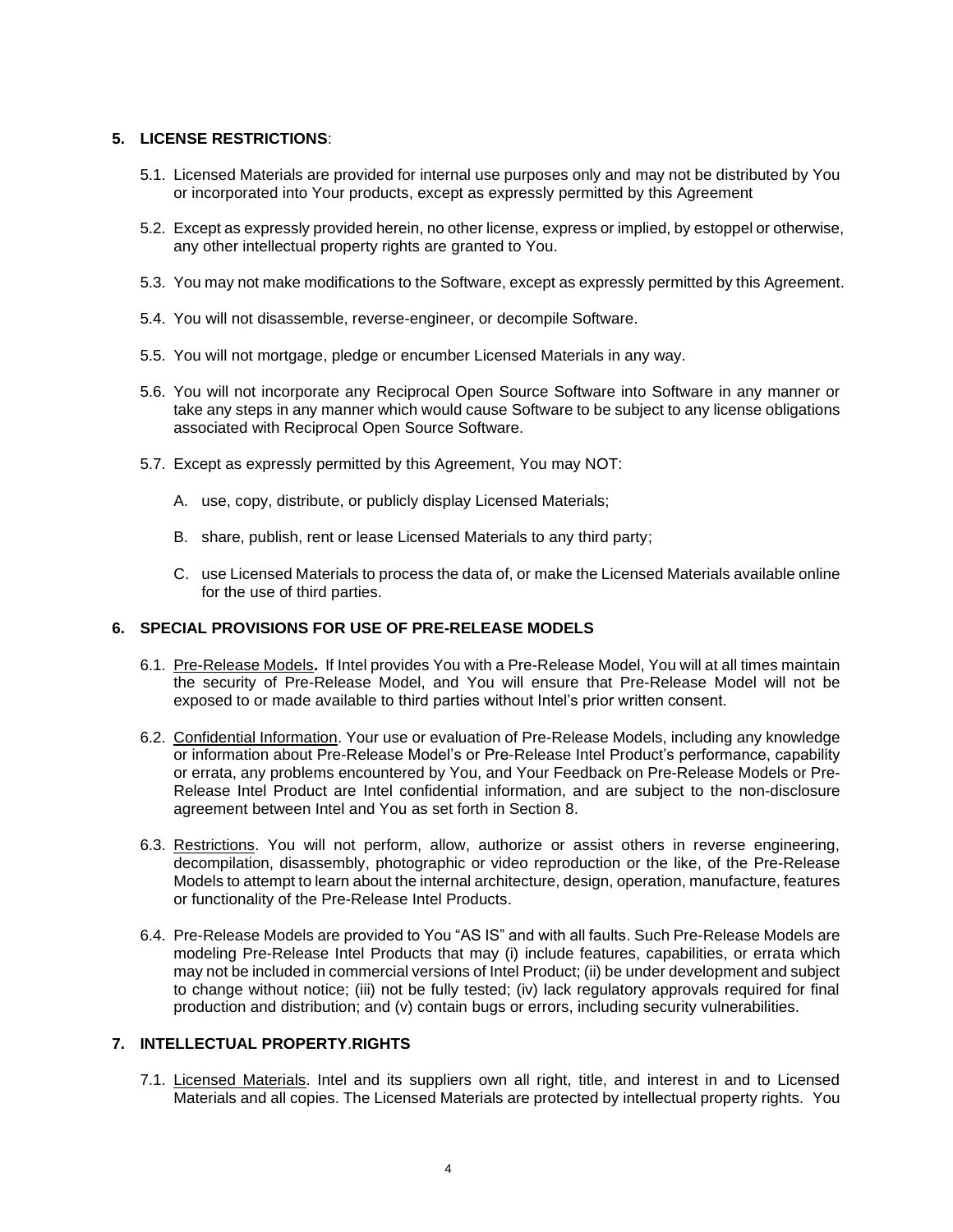## 5. LICENSE RESTRICTIONS:

5.1. Licensed Materials are provided for internal use purposes only and may not be distributed by You or incorporated into Your products, except as expressly permitted by this Agreement

5.2. Except as expressly provided herein, no other license, express or implied, by estoppel or otherwise, any other intellectual property rights are granted to You.

5.3. You may not make modifications to the Software, except as expressly permitted by this Agreement.

5.4. You will not disassemble, reverse-engineer, or decompile Software.

5.5. You will not mortgage, pledge or encumber Licensed Materials in any way.

5.6. You will not incorporate any Reciprocal Open Source Software into Software in any manner or take any steps in any manner which would cause Software to be subject to any license obligations associated with Reciprocal Open Source Software.

5.7. Except as expressly permitted by this Agreement, You may NOT:

A. use, copy, distribute, or publicly display Licensed Materials;

B. share, publish, rent or lease Licensed Materials to any third party;

C. use Licensed Materials to process the data of, or make the Licensed Materials available online for the use of third parties.

## 6. SPECIAL PROVISIONS FOR USE OF PRE-RELEASE MODELS

6.1. Pre-Release Models**.** If Intel provides You with a Pre-Release Model, You will at all times maintain the security of Pre-Release Model, and You will ensure that Pre-Release Model will not be exposed to or made available to third parties without Intel's prior written consent.

6.2. Confidential Information. Your use or evaluation of Pre-Release Models, including any knowledge or information about Pre-Release Model's or Pre-Release Intel Product's performance, capability or errata, any problems encountered by You, and Your Feedback on Pre-Release Models or Pre-Release Intel Product are Intel confidential information, and are subject to the non-disclosure agreement between Intel and You as set forth in Section 8.

6.3. Restrictions. You will not perform, allow, authorize or assist others in reverse engineering, decompilation, disassembly, photographic or video reproduction or the like, of the Pre-Release Models to attempt to learn about the internal architecture, design, operation, manufacture, features or functionality of the Pre-Release Intel Products.

6.4. Pre-Release Models are provided to You "AS IS" and with all faults. Such Pre-Release Models are modeling Pre-Release Intel Products that may (i) include features, capabilities, or errata which may not be included in commercial versions of Intel Product; (ii) be under development and subject to change without notice; (iii) not be fully tested; (iv) lack regulatory approvals required for final production and distribution; and (v) contain bugs or errors, including security vulnerabilities.

## 7. INTELLECTUAL PROPERTY.RIGHTS

7.1. Licensed Materials. Intel and its suppliers own all right, title, and interest in and to Licensed Materials and all copies. The Licensed Materials are protected by intellectual property rights. You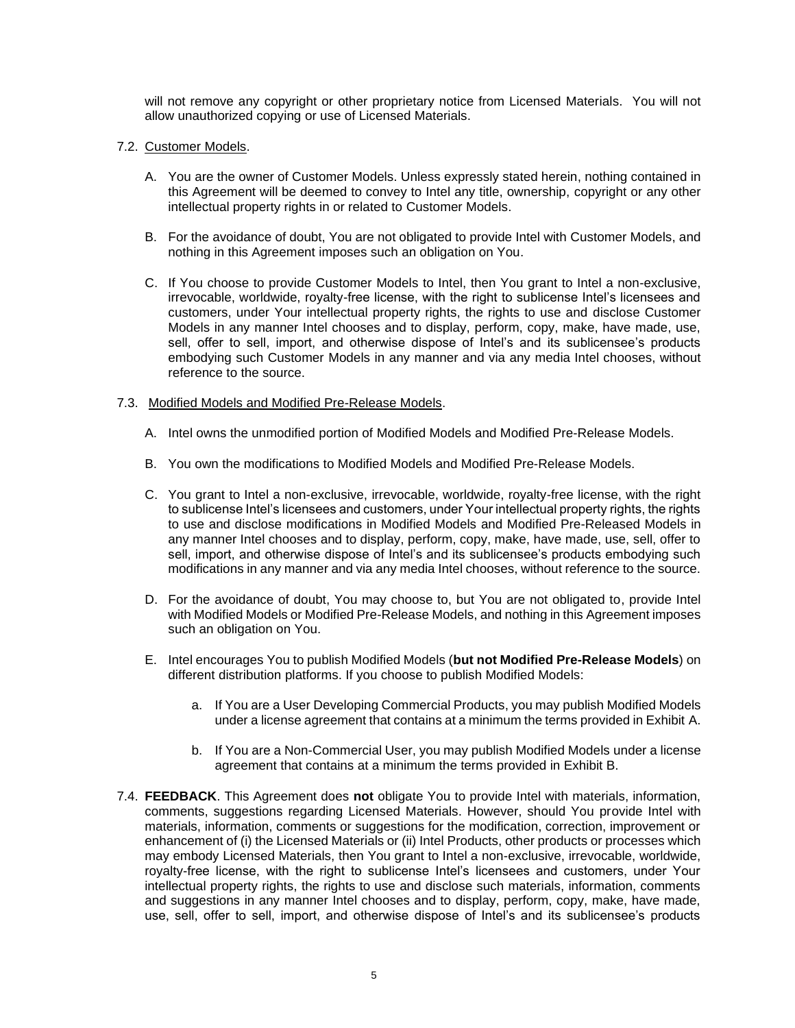will not remove any copyright or other proprietary notice from Licensed Materials. You will not allow unauthorized copying or use of Licensed Materials.

7.2. Customer Models.

A. You are the owner of Customer Models. Unless expressly stated herein, nothing contained in this Agreement will be deemed to convey to Intel any title, ownership, copyright or any other intellectual property rights in or related to Customer Models.

B. For the avoidance of doubt, You are not obligated to provide Intel with Customer Models, and nothing in this Agreement imposes such an obligation on You.

C. If You choose to provide Customer Models to Intel, then You grant to Intel a non-exclusive, irrevocable, worldwide, royalty-free license, with the right to sublicense Intel's licensees and customers, under Your intellectual property rights, the rights to use and disclose Customer Models in any manner Intel chooses and to display, perform, copy, make, have made, use, sell, offer to sell, import, and otherwise dispose of Intel's and its sublicensee's products embodying such Customer Models in any manner and via any media Intel chooses, without reference to the source.

7.3. Modified Models and Modified Pre-Release Models.

A. Intel owns the unmodified portion of Modified Models and Modified Pre-Release Models.

B. You own the modifications to Modified Models and Modified Pre-Release Models.

C. You grant to Intel a non-exclusive, irrevocable, worldwide, royalty-free license, with the right to sublicense Intel's licensees and customers, under Your intellectual property rights, the rights to use and disclose modifications in Modified Models and Modified Pre-Released Models in any manner Intel chooses and to display, perform, copy, make, have made, use, sell, offer to sell, import, and otherwise dispose of Intel's and its sublicensee's products embodying such modifications in any manner and via any media Intel chooses, without reference to the source.

D. For the avoidance of doubt, You may choose to, but You are not obligated to, provide Intel with Modified Models or Modified Pre-Release Models, and nothing in this Agreement imposes such an obligation on You.

E. Intel encourages You to publish Modified Models (**but not Modified Pre-Release Models**) on different distribution platforms. If you choose to publish Modified Models:

   a. If You are a User Developing Commercial Products, you may publish Modified Models under a license agreement that contains at a minimum the terms provided in Exhibit A.

   b. If You are a Non-Commercial User, you may publish Modified Models under a license agreement that contains at a minimum the terms provided in Exhibit B.

7.4. **FEEDBACK**. This Agreement does **not** obligate You to provide Intel with materials, information, comments, suggestions regarding Licensed Materials. However, should You provide Intel with materials, information, comments or suggestions for the modification, correction, improvement or enhancement of (i) the Licensed Materials or (ii) Intel Products, other products or processes which may embody Licensed Materials, then You grant to Intel a non-exclusive, irrevocable, worldwide, royalty-free license, with the right to sublicense Intel's licensees and customers, under Your intellectual property rights, the rights to use and disclose such materials, information, comments and suggestions in any manner Intel chooses and to display, perform, copy, make, have made, use, sell, offer to sell, import, and otherwise dispose of Intel's and its sublicensee's products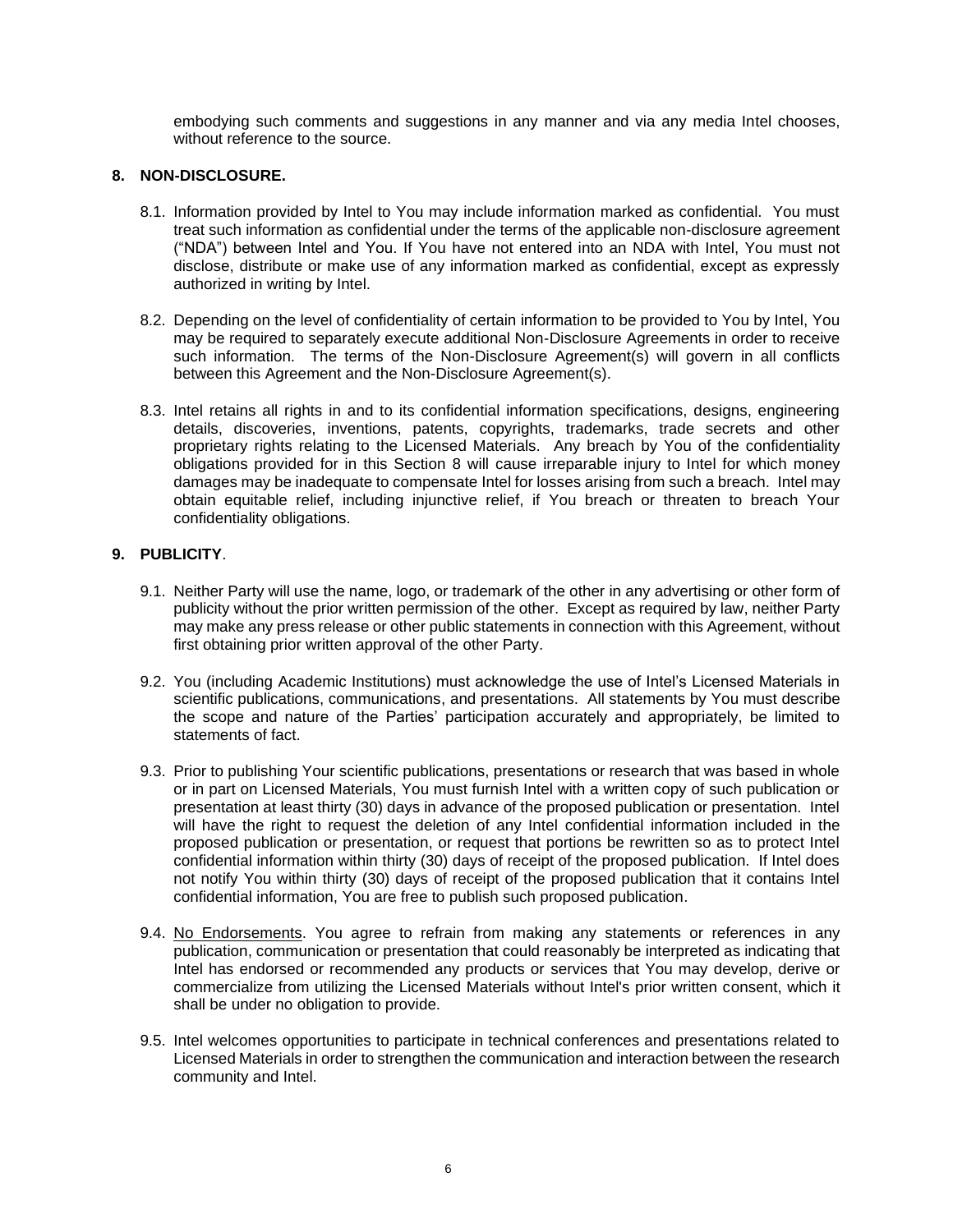embodying such comments and suggestions in any manner and via any media Intel chooses, without reference to the source.

## 8. NON-DISCLOSURE.

8.1. Information provided by Intel to You may include information marked as confidential. You must treat such information as confidential under the terms of the applicable non-disclosure agreement ("NDA") between Intel and You. If You have not entered into an NDA with Intel, You must not disclose, distribute or make use of any information marked as confidential, except as expressly authorized in writing by Intel.

8.2. Depending on the level of confidentiality of certain information to be provided to You by Intel, You may be required to separately execute additional Non-Disclosure Agreements in order to receive such information. The terms of the Non-Disclosure Agreement(s) will govern in all conflicts between this Agreement and the Non-Disclosure Agreement(s).

8.3. Intel retains all rights in and to its confidential information specifications, designs, engineering details, discoveries, inventions, patents, copyrights, trademarks, trade secrets and other proprietary rights relating to the Licensed Materials. Any breach by You of the confidentiality obligations provided for in this Section 8 will cause irreparable injury to Intel for which money damages may be inadequate to compensate Intel for losses arising from such a breach. Intel may obtain equitable relief, including injunctive relief, if You breach or threaten to breach Your confidentiality obligations.

## 9. PUBLICITY.

9.1. Neither Party will use the name, logo, or trademark of the other in any advertising or other form of publicity without the prior written permission of the other. Except as required by law, neither Party may make any press release or other public statements in connection with this Agreement, without first obtaining prior written approval of the other Party.

9.2. You (including Academic Institutions) must acknowledge the use of Intel's Licensed Materials in scientific publications, communications, and presentations. All statements by You must describe the scope and nature of the Parties' participation accurately and appropriately, be limited to statements of fact.

9.3. Prior to publishing Your scientific publications, presentations or research that was based in whole or in part on Licensed Materials, You must furnish Intel with a written copy of such publication or presentation at least thirty (30) days in advance of the proposed publication or presentation. Intel will have the right to request the deletion of any Intel confidential information included in the proposed publication or presentation, or request that portions be rewritten so as to protect Intel confidential information within thirty (30) days of receipt of the proposed publication. If Intel does not notify You within thirty (30) days of receipt of the proposed publication that it contains Intel confidential information, You are free to publish such proposed publication.

9.4. No Endorsements. You agree to refrain from making any statements or references in any publication, communication or presentation that could reasonably be interpreted as indicating that Intel has endorsed or recommended any products or services that You may develop, derive or commercialize from utilizing the Licensed Materials without Intel's prior written consent, which it shall be under no obligation to provide.

9.5. Intel welcomes opportunities to participate in technical conferences and presentations related to Licensed Materials in order to strengthen the communication and interaction between the research community and Intel.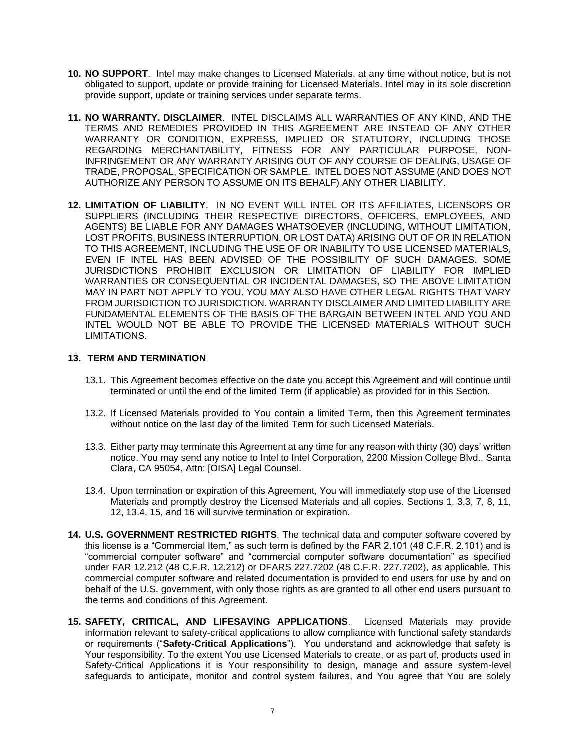10. **NO SUPPORT**. Intel may make changes to Licensed Materials, at any time without notice, but is not obligated to support, update or provide training for Licensed Materials. Intel may in its sole discretion provide support, update or training services under separate terms.

11. **NO WARRANTY. DISCLAIMER**. INTEL DISCLAIMS ALL WARRANTIES OF ANY KIND, AND THE TERMS AND REMEDIES PROVIDED IN THIS AGREEMENT ARE INSTEAD OF ANY OTHER WARRANTY OR CONDITION, EXPRESS, IMPLIED OR STATUTORY, INCLUDING THOSE REGARDING MERCHANTABILITY, FITNESS FOR ANY PARTICULAR PURPOSE, NON-INFRINGEMENT OR ANY WARRANTY ARISING OUT OF ANY COURSE OF DEALING, USAGE OF TRADE, PROPOSAL, SPECIFICATION OR SAMPLE. INTEL DOES NOT ASSUME (AND DOES NOT AUTHORIZE ANY PERSON TO ASSUME ON ITS BEHALF) ANY OTHER LIABILITY.

12. **LIMITATION OF LIABILITY**. IN NO EVENT WILL INTEL OR ITS AFFILIATES, LICENSORS OR SUPPLIERS (INCLUDING THEIR RESPECTIVE DIRECTORS, OFFICERS, EMPLOYEES, AND AGENTS) BE LIABLE FOR ANY DAMAGES WHATSOEVER (INCLUDING, WITHOUT LIMITATION, LOST PROFITS, BUSINESS INTERRUPTION, OR LOST DATA) ARISING OUT OF OR IN RELATION TO THIS AGREEMENT, INCLUDING THE USE OF OR INABILITY TO USE LICENSED MATERIALS, EVEN IF INTEL HAS BEEN ADVISED OF THE POSSIBILITY OF SUCH DAMAGES. SOME JURISDICTIONS PROHIBIT EXCLUSION OR LIMITATION OF LIABILITY FOR IMPLIED WARRANTIES OR CONSEQUENTIAL OR INCIDENTAL DAMAGES, SO THE ABOVE LIMITATION MAY IN PART NOT APPLY TO YOU. YOU MAY ALSO HAVE OTHER LEGAL RIGHTS THAT VARY FROM JURISDICTION TO JURISDICTION. WARRANTY DISCLAIMER AND LIMITED LIABILITY ARE FUNDAMENTAL ELEMENTS OF THE BASIS OF THE BARGAIN BETWEEN INTEL AND YOU AND INTEL WOULD NOT BE ABLE TO PROVIDE THE LICENSED MATERIALS WITHOUT SUCH LIMITATIONS.

13. **TERM AND TERMINATION**

    13.1. This Agreement becomes effective on the date you accept this Agreement and will continue until terminated or until the end of the limited Term (if applicable) as provided for in this Section.

    13.2. If Licensed Materials provided to You contain a limited Term, then this Agreement terminates without notice on the last day of the limited Term for such Licensed Materials.

    13.3. Either party may terminate this Agreement at any time for any reason with thirty (30) days' written notice. You may send any notice to Intel to Intel Corporation, 2200 Mission College Blvd., Santa Clara, CA 95054, Attn: [OISA] Legal Counsel.

    13.4. Upon termination or expiration of this Agreement, You will immediately stop use of the Licensed Materials and promptly destroy the Licensed Materials and all copies. Sections 1, 3.3, 7, 8, 11, 12, 13.4, 15, and 16 will survive termination or expiration.

14. **U.S. GOVERNMENT RESTRICTED RIGHTS**. The technical data and computer software covered by this license is a "Commercial Item," as such term is defined by the FAR 2.101 (48 C.F.R. 2.101) and is "commercial computer software" and "commercial computer software documentation" as specified under FAR 12.212 (48 C.F.R. 12.212) or DFARS 227.7202 (48 C.F.R. 227.7202), as applicable. This commercial computer software and related documentation is provided to end users for use by and on behalf of the U.S. government, with only those rights as are granted to all other end users pursuant to the terms and conditions of this Agreement.

15. **SAFETY, CRITICAL, AND LIFESAVING APPLICATIONS**. Licensed Materials may provide information relevant to safety-critical applications to allow compliance with functional safety standards or requirements ("**Safety-Critical Applications**"). You understand and acknowledge that safety is Your responsibility. To the extent You use Licensed Materials to create, or as part of, products used in Safety-Critical Applications it is Your responsibility to design, manage and assure system-level safeguards to anticipate, monitor and control system failures, and You agree that You are solely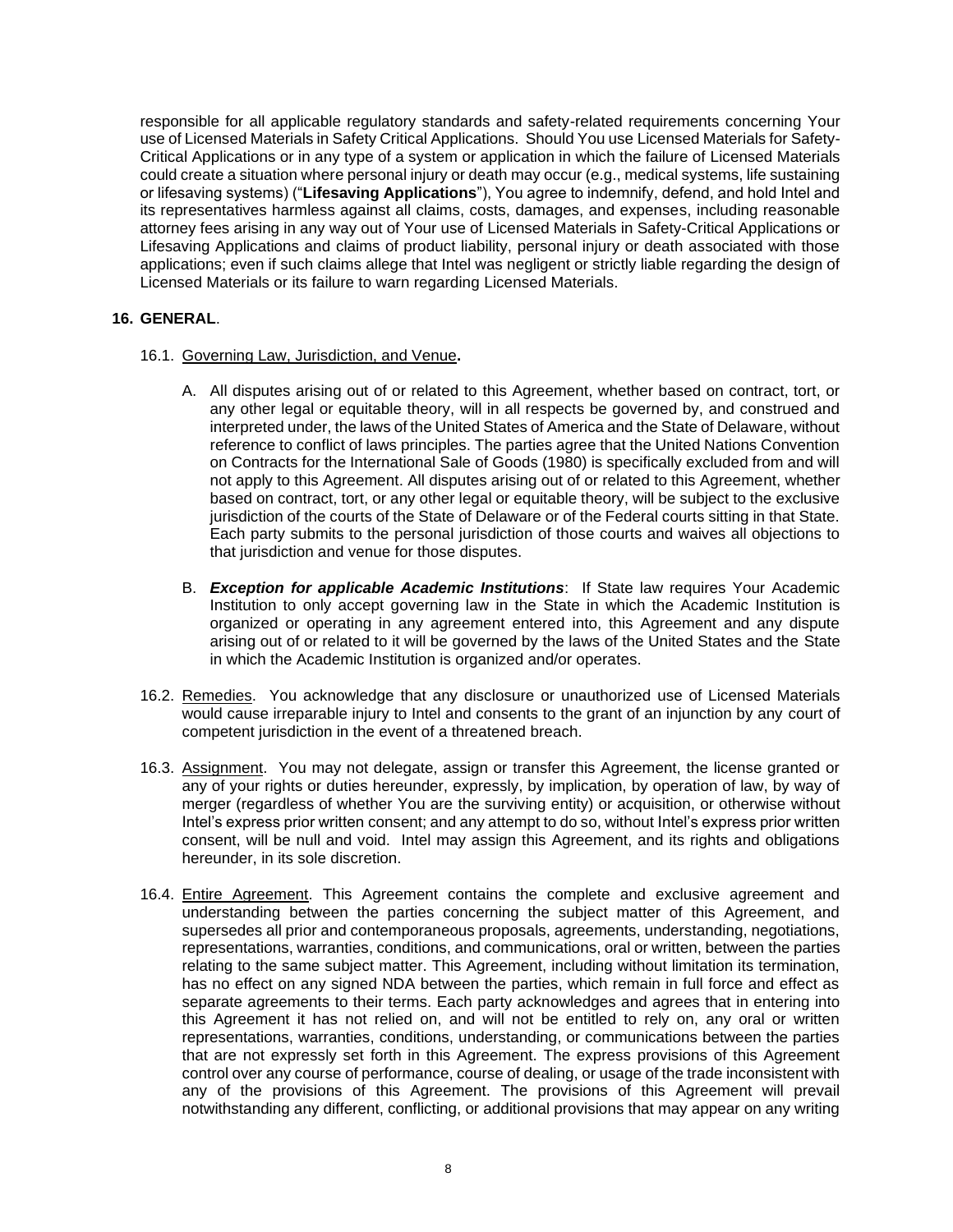responsible for all applicable regulatory standards and safety-related requirements concerning Your use of Licensed Materials in Safety Critical Applications. Should You use Licensed Materials for Safety-Critical Applications or in any type of a system or application in which the failure of Licensed Materials could create a situation where personal injury or death may occur (e.g., medical systems, life sustaining or lifesaving systems) ("**Lifesaving Applications**"), You agree to indemnify, defend, and hold Intel and its representatives harmless against all claims, costs, damages, and expenses, including reasonable attorney fees arising in any way out of Your use of Licensed Materials in Safety-Critical Applications or Lifesaving Applications and claims of product liability, personal injury or death associated with those applications; even if such claims allege that Intel was negligent or strictly liable regarding the design of Licensed Materials or its failure to warn regarding Licensed Materials.

## 16. GENERAL.

16.1. Governing Law, Jurisdiction, and Venue**.**

A. All disputes arising out of or related to this Agreement, whether based on contract, tort, or any other legal or equitable theory, will in all respects be governed by, and construed and interpreted under, the laws of the United States of America and the State of Delaware, without reference to conflict of laws principles. The parties agree that the United Nations Convention on Contracts for the International Sale of Goods (1980) is specifically excluded from and will not apply to this Agreement. All disputes arising out of or related to this Agreement, whether based on contract, tort, or any other legal or equitable theory, will be subject to the exclusive jurisdiction of the courts of the State of Delaware or of the Federal courts sitting in that State. Each party submits to the personal jurisdiction of those courts and waives all objections to that jurisdiction and venue for those disputes.

B. ***Exception for applicable Academic Institutions***: If State law requires Your Academic Institution to only accept governing law in the State in which the Academic Institution is organized or operating in any agreement entered into, this Agreement and any dispute arising out of or related to it will be governed by the laws of the United States and the State in which the Academic Institution is organized and/or operates.

16.2. Remedies. You acknowledge that any disclosure or unauthorized use of Licensed Materials would cause irreparable injury to Intel and consents to the grant of an injunction by any court of competent jurisdiction in the event of a threatened breach.

16.3. Assignment. You may not delegate, assign or transfer this Agreement, the license granted or any of your rights or duties hereunder, expressly, by implication, by operation of law, by way of merger (regardless of whether You are the surviving entity) or acquisition, or otherwise without Intel's express prior written consent; and any attempt to do so, without Intel's express prior written consent, will be null and void. Intel may assign this Agreement, and its rights and obligations hereunder, in its sole discretion.

16.4. Entire Agreement. This Agreement contains the complete and exclusive agreement and understanding between the parties concerning the subject matter of this Agreement, and supersedes all prior and contemporaneous proposals, agreements, understanding, negotiations, representations, warranties, conditions, and communications, oral or written, between the parties relating to the same subject matter. This Agreement, including without limitation its termination, has no effect on any signed NDA between the parties, which remain in full force and effect as separate agreements to their terms. Each party acknowledges and agrees that in entering into this Agreement it has not relied on, and will not be entitled to rely on, any oral or written representations, warranties, conditions, understanding, or communications between the parties that are not expressly set forth in this Agreement. The express provisions of this Agreement control over any course of performance, course of dealing, or usage of the trade inconsistent with any of the provisions of this Agreement. The provisions of this Agreement will prevail notwithstanding any different, conflicting, or additional provisions that may appear on any writing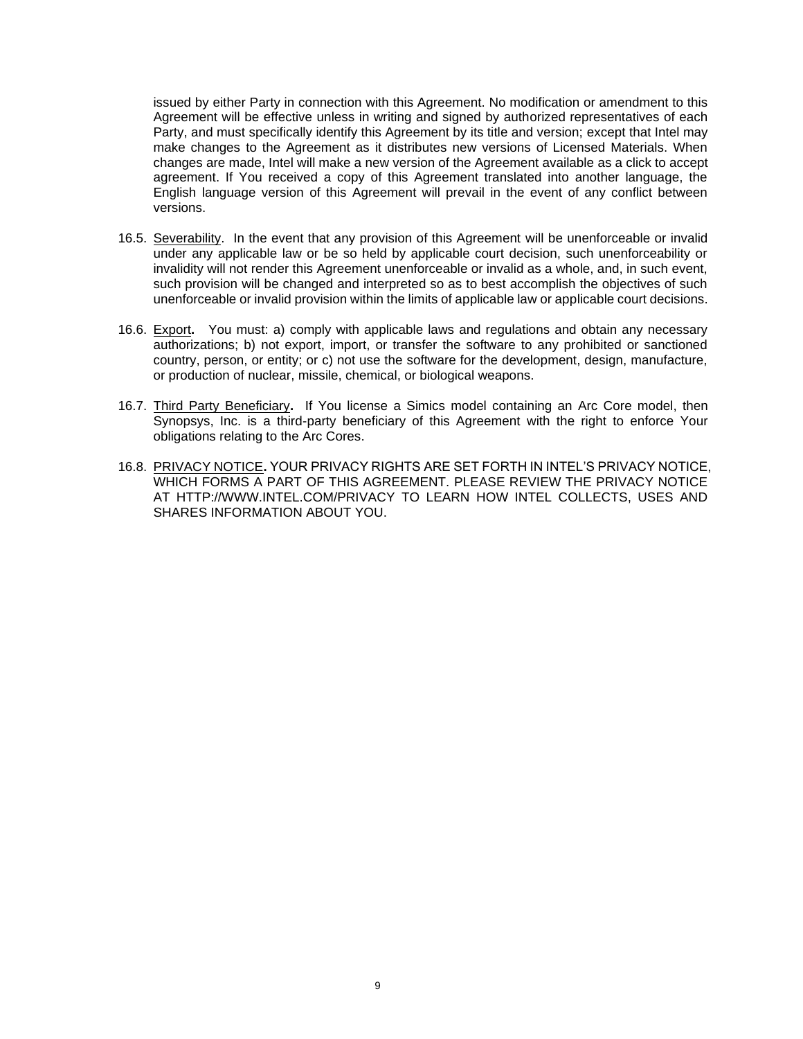issued by either Party in connection with this Agreement. No modification or amendment to this Agreement will be effective unless in writing and signed by authorized representatives of each Party, and must specifically identify this Agreement by its title and version; except that Intel may make changes to the Agreement as it distributes new versions of Licensed Materials. When changes are made, Intel will make a new version of the Agreement available as a click to accept agreement. If You received a copy of this Agreement translated into another language, the English language version of this Agreement will prevail in the event of any conflict between versions.

16.5. Severability. In the event that any provision of this Agreement will be unenforceable or invalid under any applicable law or be so held by applicable court decision, such unenforceability or invalidity will not render this Agreement unenforceable or invalid as a whole, and, in such event, such provision will be changed and interpreted so as to best accomplish the objectives of such unenforceable or invalid provision within the limits of applicable law or applicable court decisions.

16.6. Export**.** You must: a) comply with applicable laws and regulations and obtain any necessary authorizations; b) not export, import, or transfer the software to any prohibited or sanctioned country, person, or entity; or c) not use the software for the development, design, manufacture, or production of nuclear, missile, chemical, or biological weapons.

16.7. Third Party Beneficiary**.** If You license a Simics model containing an Arc Core model, then Synopsys, Inc. is a third-party beneficiary of this Agreement with the right to enforce Your obligations relating to the Arc Cores.

16.8. PRIVACY NOTICE**.** YOUR PRIVACY RIGHTS ARE SET FORTH IN INTEL'S PRIVACY NOTICE, WHICH FORMS A PART OF THIS AGREEMENT. PLEASE REVIEW THE PRIVACY NOTICE AT HTTP://WWW.INTEL.COM/PRIVACY TO LEARN HOW INTEL COLLECTS, USES AND SHARES INFORMATION ABOUT YOU.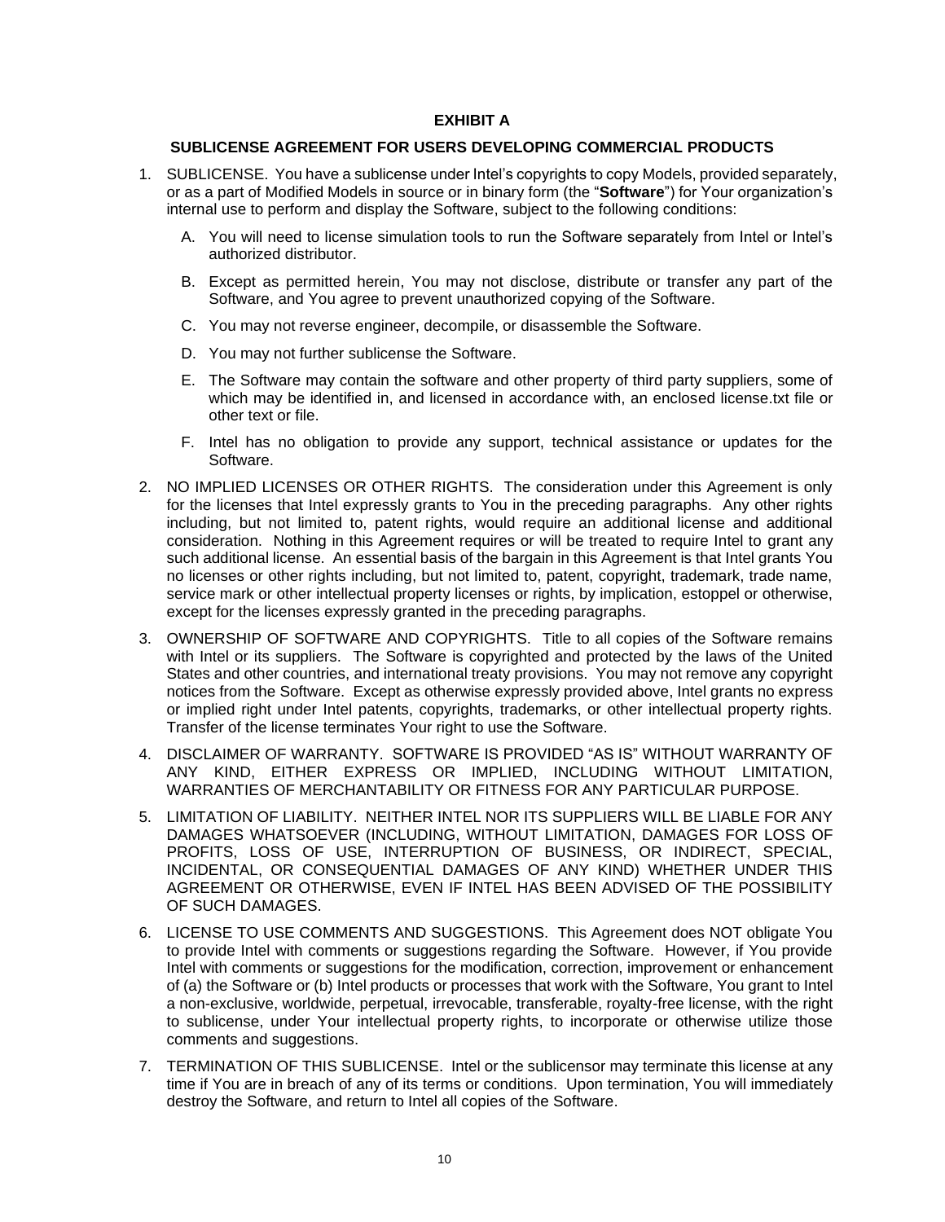# EXHIBIT A

## SUBLICENSE AGREEMENT FOR USERS DEVELOPING COMMERCIAL PRODUCTS

1. SUBLICENSE. You have a sublicense under Intel's copyrights to copy Models, provided separately, or as a part of Modified Models in source or in binary form (the "**Software**") for Your organization's internal use to perform and display the Software, subject to the following conditions:

   A. You will need to license simulation tools to run the Software separately from Intel or Intel's authorized distributor.

   B. Except as permitted herein, You may not disclose, distribute or transfer any part of the Software, and You agree to prevent unauthorized copying of the Software.

   C. You may not reverse engineer, decompile, or disassemble the Software.

   D. You may not further sublicense the Software.

   E. The Software may contain the software and other property of third party suppliers, some of which may be identified in, and licensed in accordance with, an enclosed license.txt file or other text or file.

   F. Intel has no obligation to provide any support, technical assistance or updates for the Software.

2. NO IMPLIED LICENSES OR OTHER RIGHTS. The consideration under this Agreement is only for the licenses that Intel expressly grants to You in the preceding paragraphs. Any other rights including, but not limited to, patent rights, would require an additional license and additional consideration. Nothing in this Agreement requires or will be treated to require Intel to grant any such additional license. An essential basis of the bargain in this Agreement is that Intel grants You no licenses or other rights including, but not limited to, patent, copyright, trademark, trade name, service mark or other intellectual property licenses or rights, by implication, estoppel or otherwise, except for the licenses expressly granted in the preceding paragraphs.

3. OWNERSHIP OF SOFTWARE AND COPYRIGHTS. Title to all copies of the Software remains with Intel or its suppliers. The Software is copyrighted and protected by the laws of the United States and other countries, and international treaty provisions. You may not remove any copyright notices from the Software. Except as otherwise expressly provided above, Intel grants no express or implied right under Intel patents, copyrights, trademarks, or other intellectual property rights. Transfer of the license terminates Your right to use the Software.

4. DISCLAIMER OF WARRANTY. SOFTWARE IS PROVIDED "AS IS" WITHOUT WARRANTY OF ANY KIND, EITHER EXPRESS OR IMPLIED, INCLUDING WITHOUT LIMITATION, WARRANTIES OF MERCHANTABILITY OR FITNESS FOR ANY PARTICULAR PURPOSE.

5. LIMITATION OF LIABILITY. NEITHER INTEL NOR ITS SUPPLIERS WILL BE LIABLE FOR ANY DAMAGES WHATSOEVER (INCLUDING, WITHOUT LIMITATION, DAMAGES FOR LOSS OF PROFITS, LOSS OF USE, INTERRUPTION OF BUSINESS, OR INDIRECT, SPECIAL, INCIDENTAL, OR CONSEQUENTIAL DAMAGES OF ANY KIND) WHETHER UNDER THIS AGREEMENT OR OTHERWISE, EVEN IF INTEL HAS BEEN ADVISED OF THE POSSIBILITY OF SUCH DAMAGES.

6. LICENSE TO USE COMMENTS AND SUGGESTIONS. This Agreement does NOT obligate You to provide Intel with comments or suggestions regarding the Software. However, if You provide Intel with comments or suggestions for the modification, correction, improvement or enhancement of (a) the Software or (b) Intel products or processes that work with the Software, You grant to Intel a non-exclusive, worldwide, perpetual, irrevocable, transferable, royalty-free license, with the right to sublicense, under Your intellectual property rights, to incorporate or otherwise utilize those comments and suggestions.

7. TERMINATION OF THIS SUBLICENSE. Intel or the sublicensor may terminate this license at any time if You are in breach of any of its terms or conditions. Upon termination, You will immediately destroy the Software, and return to Intel all copies of the Software.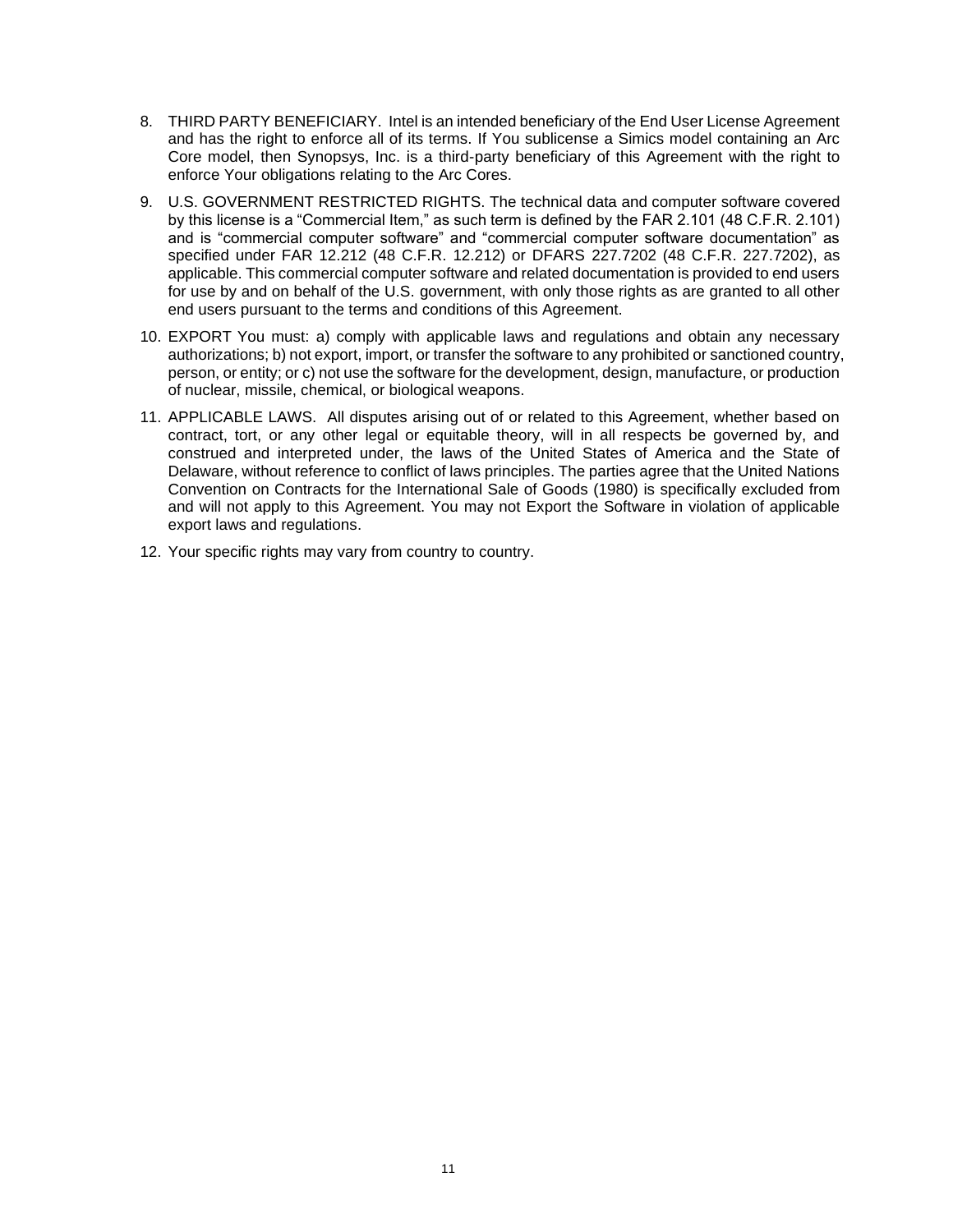8. THIRD PARTY BENEFICIARY. Intel is an intended beneficiary of the End User License Agreement and has the right to enforce all of its terms. If You sublicense a Simics model containing an Arc Core model, then Synopsys, Inc. is a third-party beneficiary of this Agreement with the right to enforce Your obligations relating to the Arc Cores.

9. U.S. GOVERNMENT RESTRICTED RIGHTS. The technical data and computer software covered by this license is a "Commercial Item," as such term is defined by the FAR 2.101 (48 C.F.R. 2.101) and is "commercial computer software" and "commercial computer software documentation" as specified under FAR 12.212 (48 C.F.R. 12.212) or DFARS 227.7202 (48 C.F.R. 227.7202), as applicable. This commercial computer software and related documentation is provided to end users for use by and on behalf of the U.S. government, with only those rights as are granted to all other end users pursuant to the terms and conditions of this Agreement.

10. EXPORT You must: a) comply with applicable laws and regulations and obtain any necessary authorizations; b) not export, import, or transfer the software to any prohibited or sanctioned country, person, or entity; or c) not use the software for the development, design, manufacture, or production of nuclear, missile, chemical, or biological weapons.

11. APPLICABLE LAWS. All disputes arising out of or related to this Agreement, whether based on contract, tort, or any other legal or equitable theory, will in all respects be governed by, and construed and interpreted under, the laws of the United States of America and the State of Delaware, without reference to conflict of laws principles. The parties agree that the United Nations Convention on Contracts for the International Sale of Goods (1980) is specifically excluded from and will not apply to this Agreement. You may not Export the Software in violation of applicable export laws and regulations.

12. Your specific rights may vary from country to country.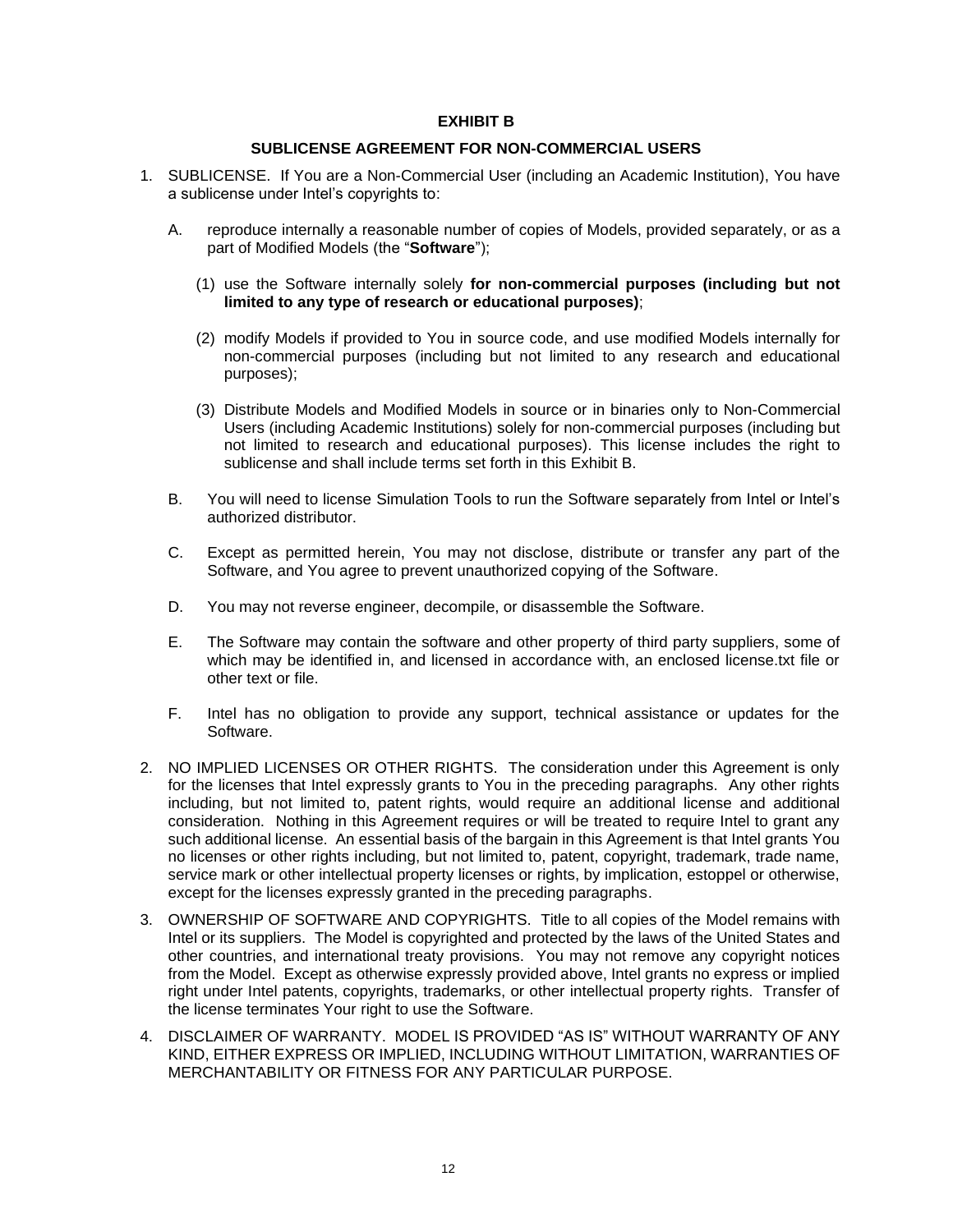# EXHIBIT B

## SUBLICENSE AGREEMENT FOR NON-COMMERCIAL USERS

1. SUBLICENSE. If You are a Non-Commercial User (including an Academic Institution), You have a sublicense under Intel's copyrights to:

   A. reproduce internally a reasonable number of copies of Models, provided separately, or as a part of Modified Models (the "**Software**");

      (1) use the Software internally solely **for non-commercial purposes (including but not limited to any type of research or educational purposes)**;

      (2) modify Models if provided to You in source code, and use modified Models internally for non-commercial purposes (including but not limited to any research and educational purposes);

      (3) Distribute Models and Modified Models in source or in binaries only to Non-Commercial Users (including Academic Institutions) solely for non-commercial purposes (including but not limited to research and educational purposes). This license includes the right to sublicense and shall include terms set forth in this Exhibit B.

   B. You will need to license Simulation Tools to run the Software separately from Intel or Intel's authorized distributor.

   C. Except as permitted herein, You may not disclose, distribute or transfer any part of the Software, and You agree to prevent unauthorized copying of the Software.

   D. You may not reverse engineer, decompile, or disassemble the Software.

   E. The Software may contain the software and other property of third party suppliers, some of which may be identified in, and licensed in accordance with, an enclosed license.txt file or other text or file.

   F. Intel has no obligation to provide any support, technical assistance or updates for the Software.

2. NO IMPLIED LICENSES OR OTHER RIGHTS. The consideration under this Agreement is only for the licenses that Intel expressly grants to You in the preceding paragraphs. Any other rights including, but not limited to, patent rights, would require an additional license and additional consideration. Nothing in this Agreement requires or will be treated to require Intel to grant any such additional license. An essential basis of the bargain in this Agreement is that Intel grants You no licenses or other rights including, but not limited to, patent, copyright, trademark, trade name, service mark or other intellectual property licenses or rights, by implication, estoppel or otherwise, except for the licenses expressly granted in the preceding paragraphs.

3. OWNERSHIP OF SOFTWARE AND COPYRIGHTS. Title to all copies of the Model remains with Intel or its suppliers. The Model is copyrighted and protected by the laws of the United States and other countries, and international treaty provisions. You may not remove any copyright notices from the Model. Except as otherwise expressly provided above, Intel grants no express or implied right under Intel patents, copyrights, trademarks, or other intellectual property rights. Transfer of the license terminates Your right to use the Software.

4. DISCLAIMER OF WARRANTY. MODEL IS PROVIDED "AS IS" WITHOUT WARRANTY OF ANY KIND, EITHER EXPRESS OR IMPLIED, INCLUDING WITHOUT LIMITATION, WARRANTIES OF MERCHANTABILITY OR FITNESS FOR ANY PARTICULAR PURPOSE.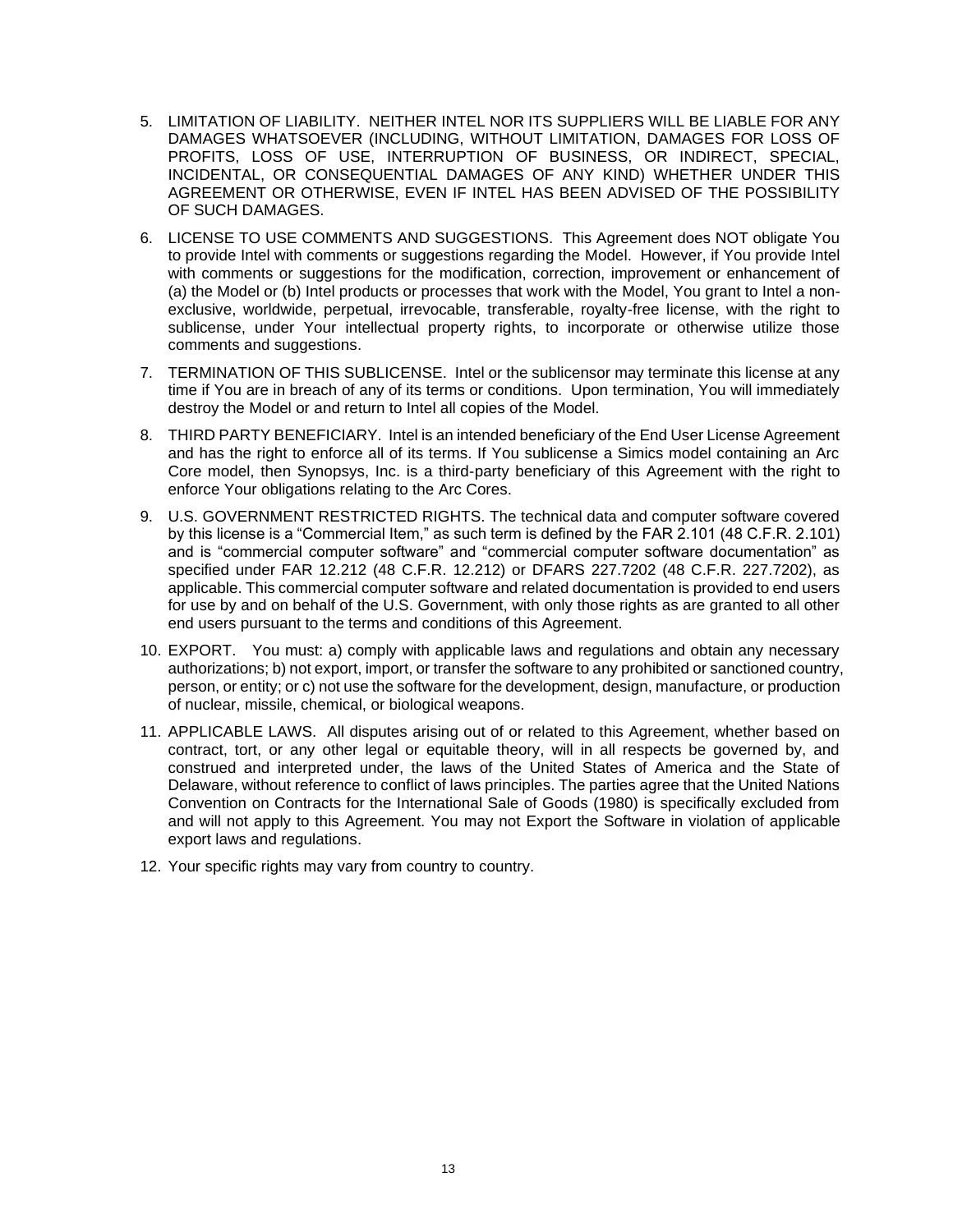5. LIMITATION OF LIABILITY. NEITHER INTEL NOR ITS SUPPLIERS WILL BE LIABLE FOR ANY DAMAGES WHATSOEVER (INCLUDING, WITHOUT LIMITATION, DAMAGES FOR LOSS OF PROFITS, LOSS OF USE, INTERRUPTION OF BUSINESS, OR INDIRECT, SPECIAL, INCIDENTAL, OR CONSEQUENTIAL DAMAGES OF ANY KIND) WHETHER UNDER THIS AGREEMENT OR OTHERWISE, EVEN IF INTEL HAS BEEN ADVISED OF THE POSSIBILITY OF SUCH DAMAGES.

6. LICENSE TO USE COMMENTS AND SUGGESTIONS. This Agreement does NOT obligate You to provide Intel with comments or suggestions regarding the Model. However, if You provide Intel with comments or suggestions for the modification, correction, improvement or enhancement of (a) the Model or (b) Intel products or processes that work with the Model, You grant to Intel a non-exclusive, worldwide, perpetual, irrevocable, transferable, royalty-free license, with the right to sublicense, under Your intellectual property rights, to incorporate or otherwise utilize those comments and suggestions.

7. TERMINATION OF THIS SUBLICENSE. Intel or the sublicensor may terminate this license at any time if You are in breach of any of its terms or conditions. Upon termination, You will immediately destroy the Model or and return to Intel all copies of the Model.

8. THIRD PARTY BENEFICIARY. Intel is an intended beneficiary of the End User License Agreement and has the right to enforce all of its terms. If You sublicense a Simics model containing an Arc Core model, then Synopsys, Inc. is a third-party beneficiary of this Agreement with the right to enforce Your obligations relating to the Arc Cores.

9. U.S. GOVERNMENT RESTRICTED RIGHTS. The technical data and computer software covered by this license is a "Commercial Item," as such term is defined by the FAR 2.101 (48 C.F.R. 2.101) and is "commercial computer software" and "commercial computer software documentation" as specified under FAR 12.212 (48 C.F.R. 12.212) or DFARS 227.7202 (48 C.F.R. 227.7202), as applicable. This commercial computer software and related documentation is provided to end users for use by and on behalf of the U.S. Government, with only those rights as are granted to all other end users pursuant to the terms and conditions of this Agreement.

10. EXPORT. You must: a) comply with applicable laws and regulations and obtain any necessary authorizations; b) not export, import, or transfer the software to any prohibited or sanctioned country, person, or entity; or c) not use the software for the development, design, manufacture, or production of nuclear, missile, chemical, or biological weapons.

11. APPLICABLE LAWS. All disputes arising out of or related to this Agreement, whether based on contract, tort, or any other legal or equitable theory, will in all respects be governed by, and construed and interpreted under, the laws of the United States of America and the State of Delaware, without reference to conflict of laws principles. The parties agree that the United Nations Convention on Contracts for the International Sale of Goods (1980) is specifically excluded from and will not apply to this Agreement. You may not Export the Software in violation of applicable export laws and regulations.

12. Your specific rights may vary from country to country.